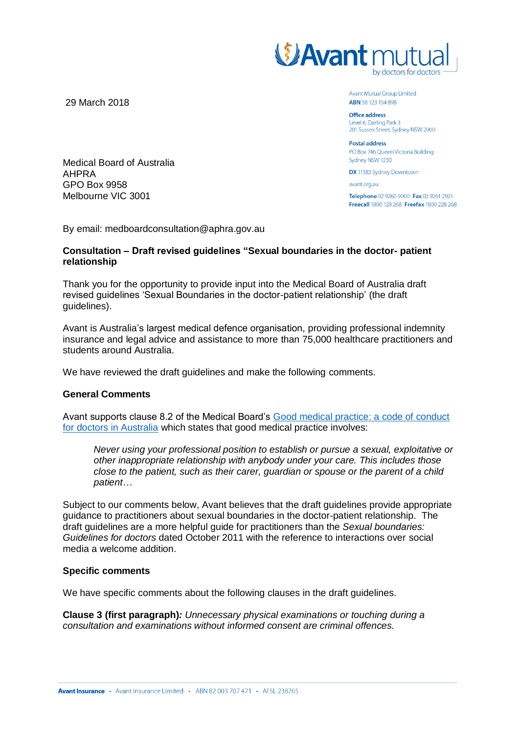Avant mutual
by doctors for doctors

29 March 2018

Avant Mutual Group Limited
**ABN** 58 123 154 898

**Office address**
Level 6, Darling Park 3
201 Sussex Street, Sydney NSW 2000

**Postal address**
PO Box 746 Queen Victoria Building
Sydney NSW 1230

**DX** 11583 Sydney Downtown

avant.org.au

**Telephone** 02 9260 9000 **Fax** 02 9261 2921
**Freecall** 1800 128 268 **Freefax** 1800 228 268

Medical Board of Australia
AHPRA
GPO Box 9958
Melbourne VIC 3001

By email: medboardconsultation@aphra.gov.au

**Consultation – Draft revised guidelines "Sexual boundaries in the doctor- patient relationship**

Thank you for the opportunity to provide input into the Medical Board of Australia draft revised guidelines 'Sexual Boundaries in the doctor-patient relationship' (the draft guidelines).

Avant is Australia's largest medical defence organisation, providing professional indemnity insurance and legal advice and assistance to more than 75,000 healthcare practitioners and students around Australia.

We have reviewed the draft guidelines and make the following comments.

**General Comments**

Avant supports clause 8.2 of the Medical Board's [Good medical practice: a code of conduct for doctors in Australia]() which states that good medical practice involves:

> *Never using your professional position to establish or pursue a sexual, exploitative or other inappropriate relationship with anybody under your care. This includes those close to the patient, such as their carer, guardian or spouse or the parent of a child patient…*

Subject to our comments below, Avant believes that the draft guidelines provide appropriate guidance to practitioners about sexual boundaries in the doctor-patient relationship. The draft guidelines are a more helpful guide for practitioners than the *Sexual boundaries: Guidelines for doctors* dated October 2011 with the reference to interactions over social media a welcome addition.

**Specific comments**

We have specific comments about the following clauses in the draft guidelines.

**Clause 3 (first paragraph)*:*** *Unnecessary physical examinations or touching during a consultation and examinations without informed consent are criminal offences.*

**Avant Insurance** • Avant Insurance Limited • ABN 82 003 707 471 • AFSL 238765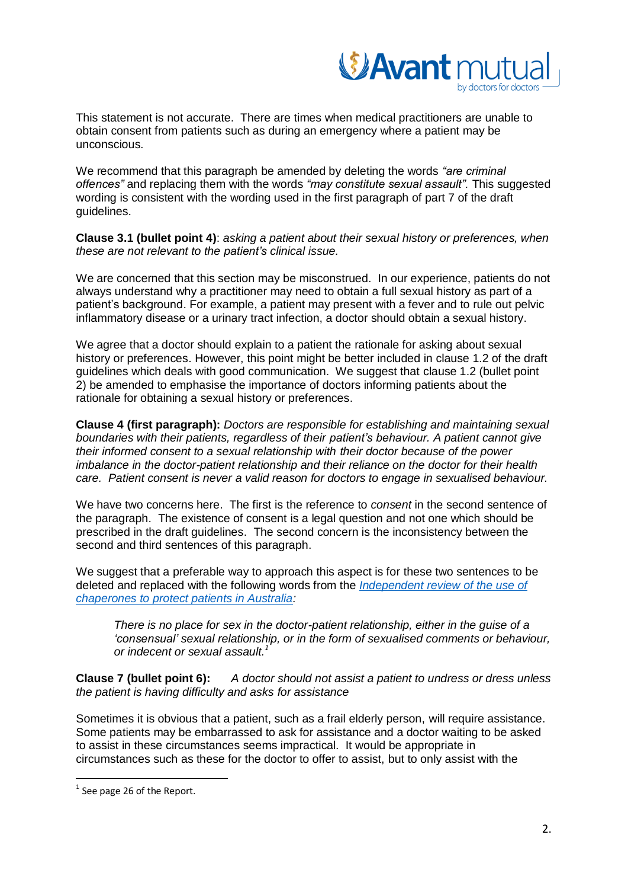This statement is not accurate. There are times when medical practitioners are unable to obtain consent from patients such as during an emergency where a patient may be unconscious.

We recommend that this paragraph be amended by deleting the words *"are criminal offences"* and replacing them with the words *"may constitute sexual assault"*. This suggested wording is consistent with the wording used in the first paragraph of part 7 of the draft guidelines.

**Clause 3.1 (bullet point 4)**: *asking a patient about their sexual history or preferences, when these are not relevant to the patient's clinical issue.*

We are concerned that this section may be misconstrued. In our experience, patients do not always understand why a practitioner may need to obtain a full sexual history as part of a patient's background. For example, a patient may present with a fever and to rule out pelvic inflammatory disease or a urinary tract infection, a doctor should obtain a sexual history.

We agree that a doctor should explain to a patient the rationale for asking about sexual history or preferences. However, this point might be better included in clause 1.2 of the draft guidelines which deals with good communication. We suggest that clause 1.2 (bullet point 2) be amended to emphasise the importance of doctors informing patients about the rationale for obtaining a sexual history or preferences.

**Clause 4 (first paragraph):** *Doctors are responsible for establishing and maintaining sexual boundaries with their patients, regardless of their patient's behaviour. A patient cannot give their informed consent to a sexual relationship with their doctor because of the power imbalance in the doctor-patient relationship and their reliance on the doctor for their health care. Patient consent is never a valid reason for doctors to engage in sexualised behaviour.*

We have two concerns here. The first is the reference to *consent* in the second sentence of the paragraph. The existence of consent is a legal question and not one which should be prescribed in the draft guidelines. The second concern is the inconsistency between the second and third sentences of this paragraph.

We suggest that a preferable way to approach this aspect is for these two sentences to be deleted and replaced with the following words from the *Independent review of the use of chaperones to protect patients in Australia:*

> *There is no place for sex in the doctor-patient relationship, either in the guise of a 'consensual' sexual relationship, or in the form of sexualised comments or behaviour, or indecent or sexual assault.*[1]

**Clause 7 (bullet point 6):** *A doctor should not assist a patient to undress or dress unless the patient is having difficulty and asks for assistance*

Sometimes it is obvious that a patient, such as a frail elderly person, will require assistance. Some patients may be embarrassed to ask for assistance and a doctor waiting to be asked to assist in these circumstances seems impractical. It would be appropriate in circumstances such as these for the doctor to offer to assist, but to only assist with the

[1] See page 26 of the Report.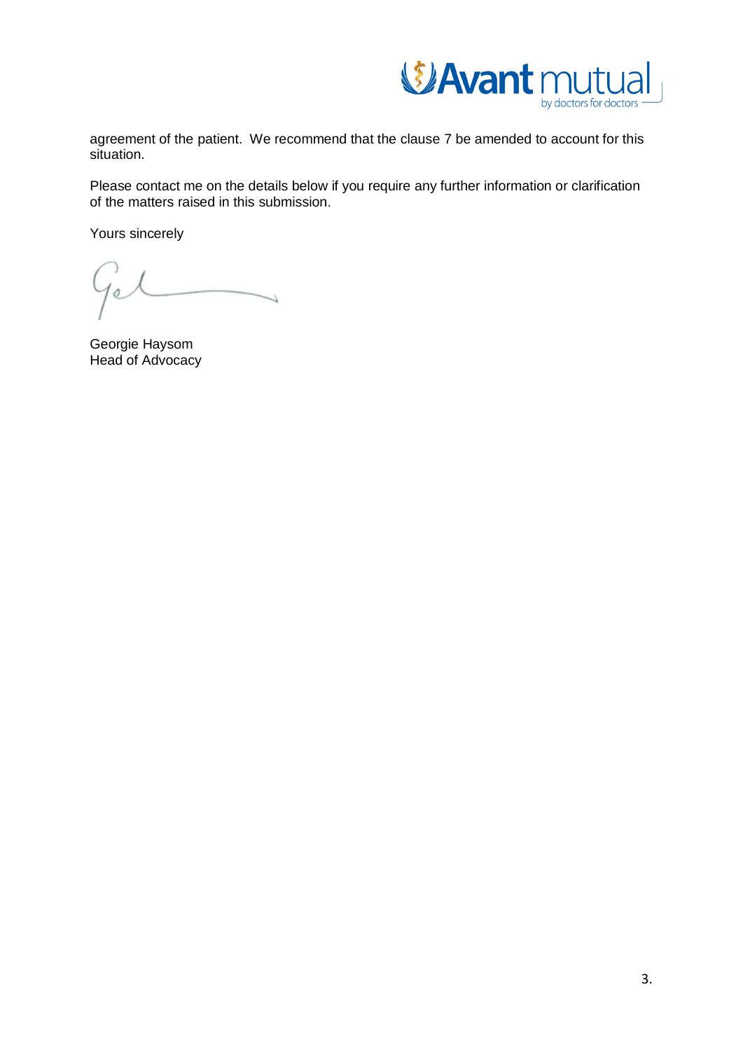agreement of the patient. We recommend that the clause 7 be amended to account for this situation.

Please contact me on the details below if you require any further information or clarification of the matters raised in this submission.

Yours sincerely

Georgie Haysom
Head of Advocacy